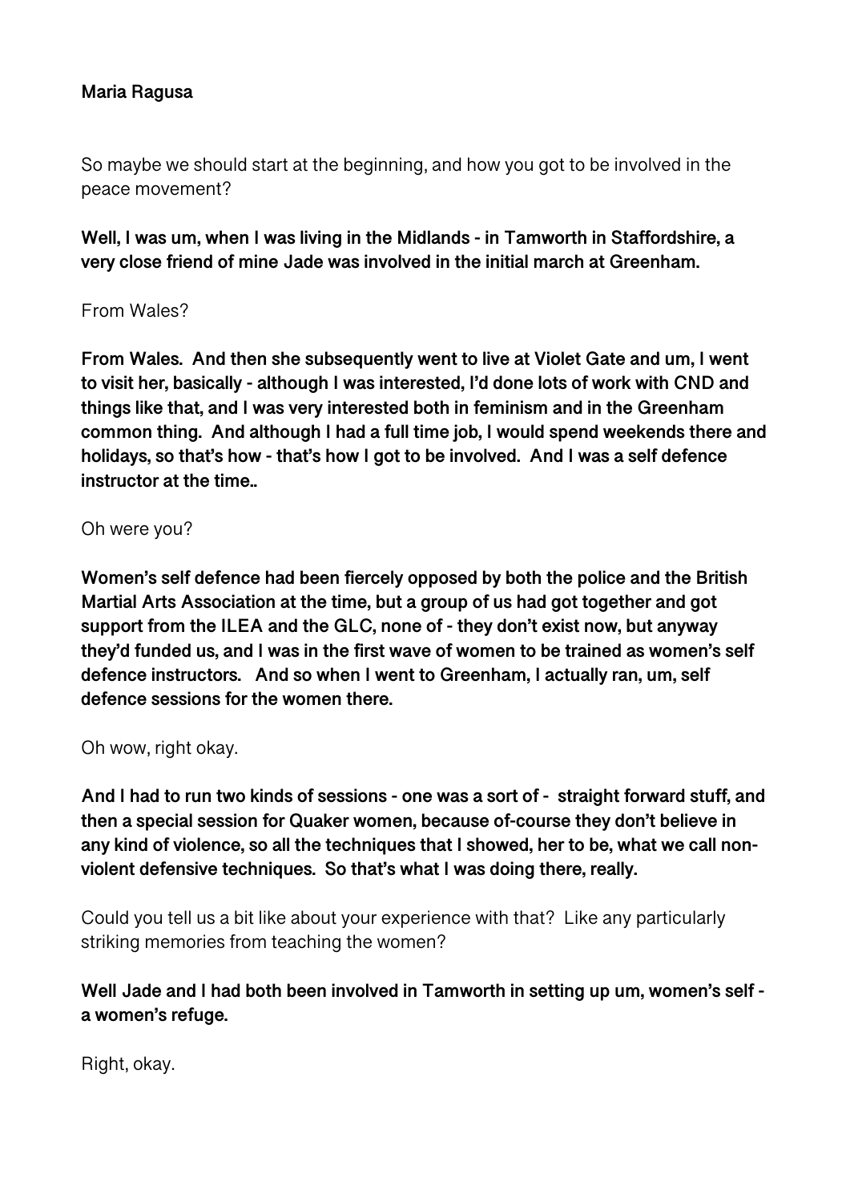**Maria Ragusa**

So maybe we should start at the beginning, and how you got to be involved in the peace movement?

**Well, I was um, when I was living in the Midlands - in Tamworth in Staffordshire, a very close friend of mine Jade was involved in the initial march at Greenham.**

From Wales?

**From Wales. And then she subsequently went to live at Violet Gate and um, I went to visit her, basically - although I was interested, I'd done lots of work with CND and things like that, and I was very interested both in feminism and in the Greenham common thing. And although I had a full time job, I would spend weekends there and holidays, so that's how - that's how I got to be involved. And I was a self defence instructor at the time..**

Oh were you?

**Women's self defence had been fiercely opposed by both the police and the British Martial Arts Association at the time, but a group of us had got together and got support from the ILEA and the GLC, none of - they don't exist now, but anyway they'd funded us, and I was in the first wave of women to be trained as women's self defence instructors. And so when I went to Greenham, I actually ran, um, self defence sessions for the women there.**

Oh wow, right okay.

**And I had to run two kinds of sessions - one was a sort of - straight forward stuff, and then a special session for Quaker women, because of-course they don't believe in any kind of violence, so all the techniques that I showed, her to be, what we call non-violent defensive techniques. So that's what I was doing there, really.**

Could you tell us a bit like about your experience with that? Like any particularly striking memories from teaching the women?

**Well Jade and I had both been involved in Tamworth in setting up um, women's self - a women's refuge.**

Right, okay.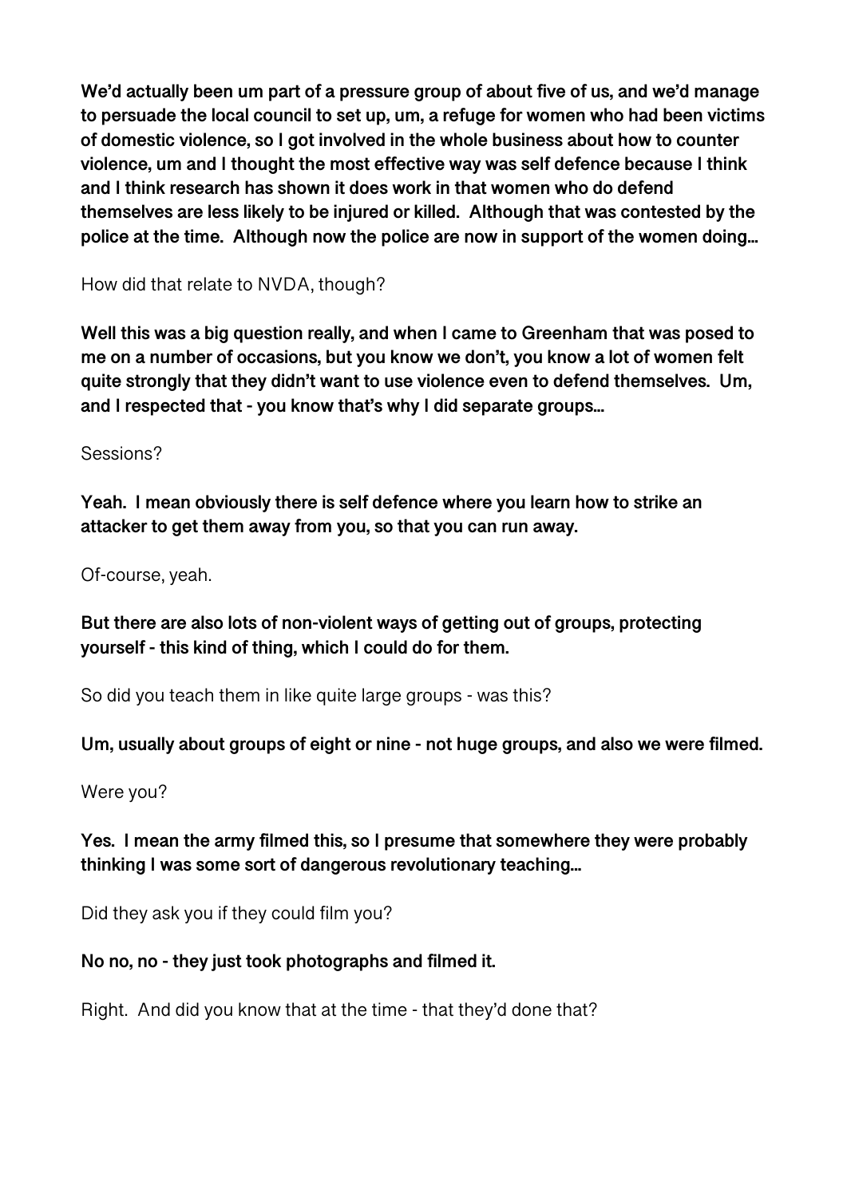**We'd actually been um part of a pressure group of about five of us, and we'd manage to persuade the local council to set up, um, a refuge for women who had been victims of domestic violence, so I got involved in the whole business about how to counter violence, um and I thought the most effective way was self defence because I think and I think research has shown it does work in that women who do defend themselves are less likely to be injured or killed. Although that was contested by the police at the time. Although now the police are now in support of the women doing…**

How did that relate to NVDA, though?

**Well this was a big question really, and when I came to Greenham that was posed to me on a number of occasions, but you know we don't, you know a lot of women felt quite strongly that they didn't want to use violence even to defend themselves. Um, and I respected that - you know that's why I did separate groups…**

Sessions?

**Yeah. I mean obviously there is self defence where you learn how to strike an attacker to get them away from you, so that you can run away.**

Of-course, yeah.

**But there are also lots of non-violent ways of getting out of groups, protecting yourself - this kind of thing, which I could do for them.**

So did you teach them in like quite large groups - was this?

**Um, usually about groups of eight or nine - not huge groups, and also we were filmed.**

Were you?

**Yes. I mean the army filmed this, so I presume that somewhere they were probably thinking I was some sort of dangerous revolutionary teaching…**

Did they ask you if they could film you?

**No no, no - they just took photographs and filmed it.**

Right. And did you know that at the time - that they'd done that?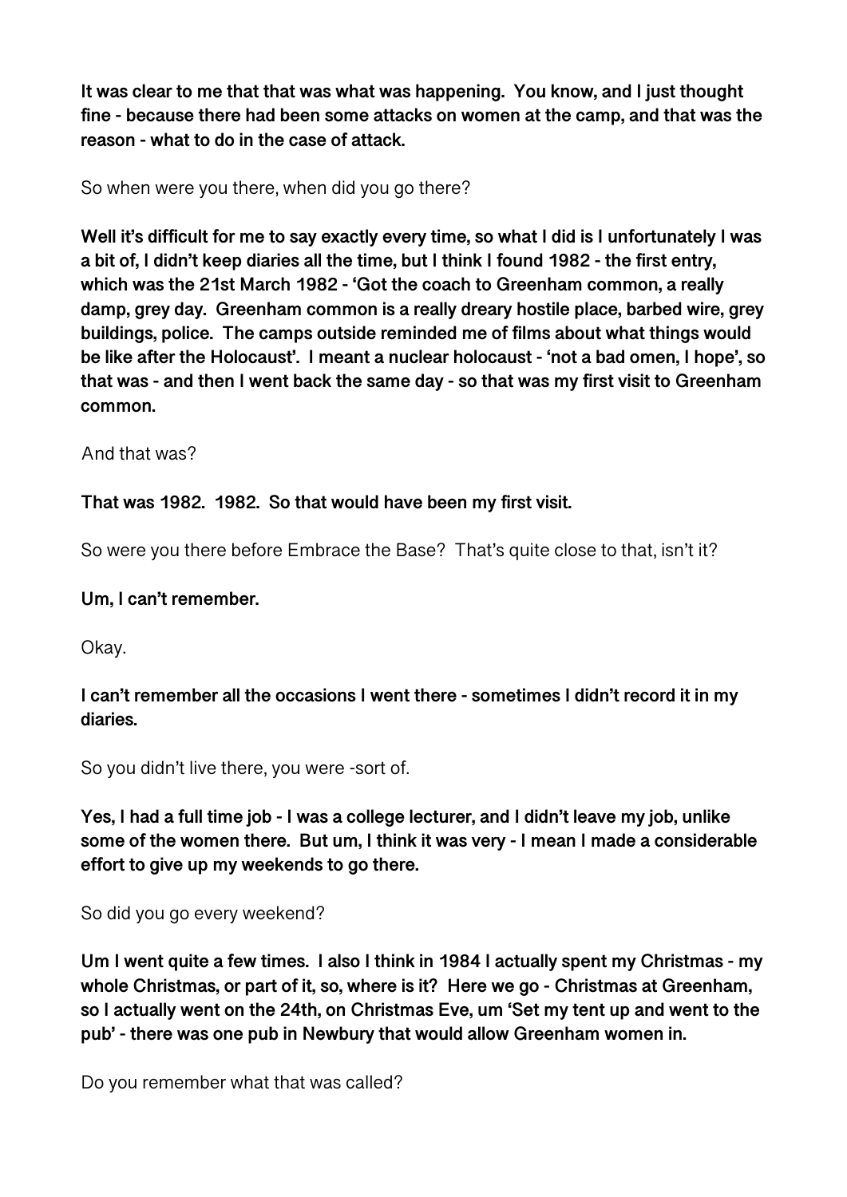**It was clear to me that that was what was happening. You know, and I just thought fine - because there had been some attacks on women at the camp, and that was the reason - what to do in the case of attack.**

So when were you there, when did you go there?

**Well it's difficult for me to say exactly every time, so what I did is I unfortunately I was a bit of, I didn't keep diaries all the time, but I think I found 1982 - the first entry, which was the 21st March 1982 - 'Got the coach to Greenham common, a really damp, grey day. Greenham common is a really dreary hostile place, barbed wire, grey buildings, police. The camps outside reminded me of films about what things would be like after the Holocaust'. I meant a nuclear holocaust - 'not a bad omen, I hope', so that was - and then I went back the same day - so that was my first visit to Greenham common.**

And that was?

**That was 1982. 1982. So that would have been my first visit.**

So were you there before Embrace the Base? That's quite close to that, isn't it?

**Um, I can't remember.**

Okay.

**I can't remember all the occasions I went there - sometimes I didn't record it in my diaries.**

So you didn't live there, you were -sort of.

**Yes, I had a full time job - I was a college lecturer, and I didn't leave my job, unlike some of the women there. But um, I think it was very - I mean I made a considerable effort to give up my weekends to go there.**

So did you go every weekend?

**Um I went quite a few times. I also I think in 1984 I actually spent my Christmas - my whole Christmas, or part of it, so, where is it? Here we go - Christmas at Greenham, so I actually went on the 24th, on Christmas Eve, um 'Set my tent up and went to the pub' - there was one pub in Newbury that would allow Greenham women in.**

Do you remember what that was called?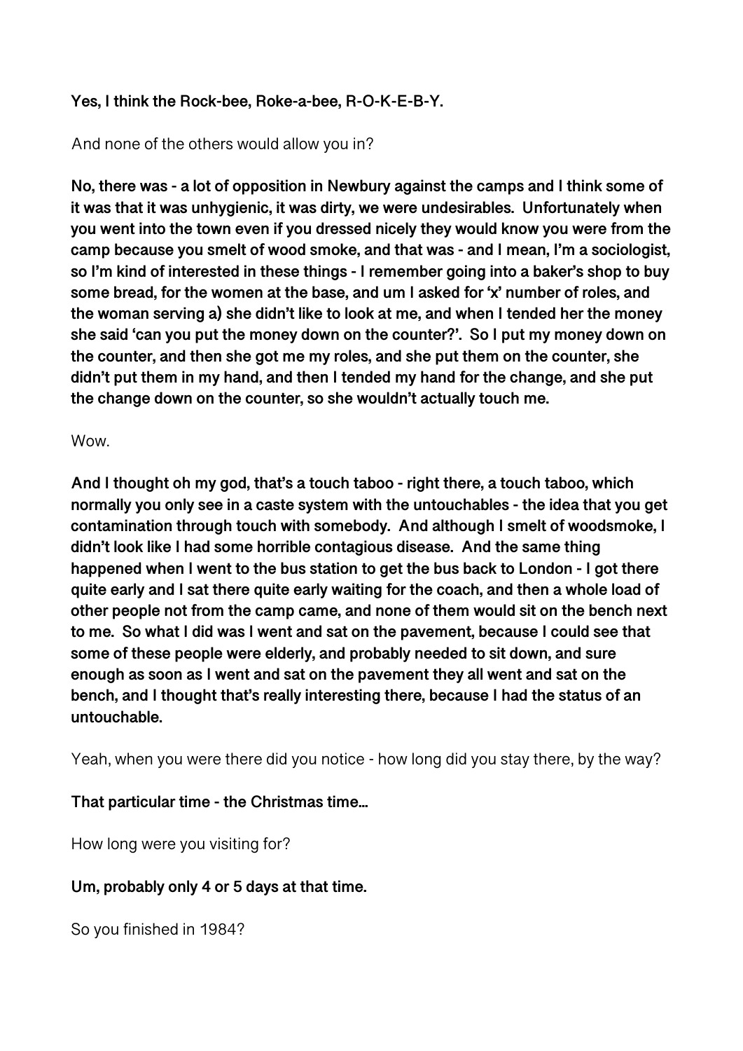**Yes, I think the Rock-bee, Roke-a-bee, R-O-K-E-B-Y.**

And none of the others would allow you in?

**No, there was - a lot of opposition in Newbury against the camps and I think some of it was that it was unhygienic, it was dirty, we were undesirables. Unfortunately when you went into the town even if you dressed nicely they would know you were from the camp because you smelt of wood smoke, and that was - and I mean, I'm a sociologist, so I'm kind of interested in these things - I remember going into a baker's shop to buy some bread, for the women at the base, and um I asked for 'x' number of roles, and the woman serving a) she didn't like to look at me, and when I tended her the money she said 'can you put the money down on the counter?'. So I put my money down on the counter, and then she got me my roles, and she put them on the counter, she didn't put them in my hand, and then I tended my hand for the change, and she put the change down on the counter, so she wouldn't actually touch me.**

Wow.

**And I thought oh my god, that's a touch taboo - right there, a touch taboo, which normally you only see in a caste system with the untouchables - the idea that you get contamination through touch with somebody. And although I smelt of woodsmoke, I didn't look like I had some horrible contagious disease. And the same thing happened when I went to the bus station to get the bus back to London - I got there quite early and I sat there quite early waiting for the coach, and then a whole load of other people not from the camp came, and none of them would sit on the bench next to me. So what I did was I went and sat on the pavement, because I could see that some of these people were elderly, and probably needed to sit down, and sure enough as soon as I went and sat on the pavement they all went and sat on the bench, and I thought that's really interesting there, because I had the status of an untouchable.**

Yeah, when you were there did you notice - how long did you stay there, by the way?

**That particular time - the Christmas time…**

How long were you visiting for?

**Um, probably only 4 or 5 days at that time.**

So you finished in 1984?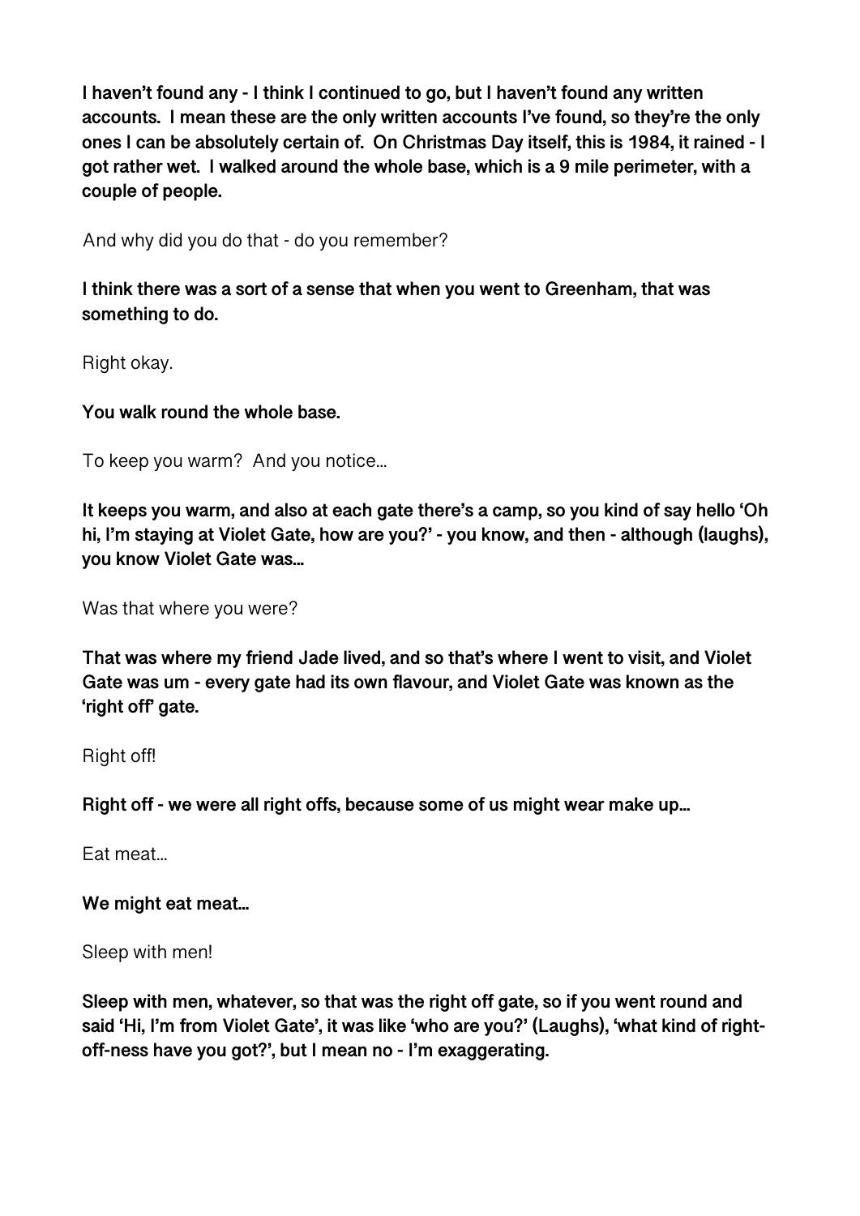**I haven't found any - I think I continued to go, but I haven't found any written accounts. I mean these are the only written accounts I've found, so they're the only ones I can be absolutely certain of. On Christmas Day itself, this is 1984, it rained - I got rather wet. I walked around the whole base, which is a 9 mile perimeter, with a couple of people.**

And why did you do that - do you remember?

**I think there was a sort of a sense that when you went to Greenham, that was something to do.**

Right okay.

**You walk round the whole base.**

To keep you warm? And you notice...

**It keeps you warm, and also at each gate there's a camp, so you kind of say hello 'Oh hi, I'm staying at Violet Gate, how are you?' - you know, and then - although (laughs), you know Violet Gate was...**

Was that where you were?

**That was where my friend Jade lived, and so that's where I went to visit, and Violet Gate was um - every gate had its own flavour, and Violet Gate was known as the 'right off' gate.**

Right off!

**Right off - we were all right offs, because some of us might wear make up...**

Eat meat...

**We might eat meat...**

Sleep with men!

**Sleep with men, whatever, so that was the right off gate, so if you went round and said 'Hi, I'm from Violet Gate', it was like 'who are you?' (Laughs), 'what kind of right-off-ness have you got?', but I mean no - I'm exaggerating.**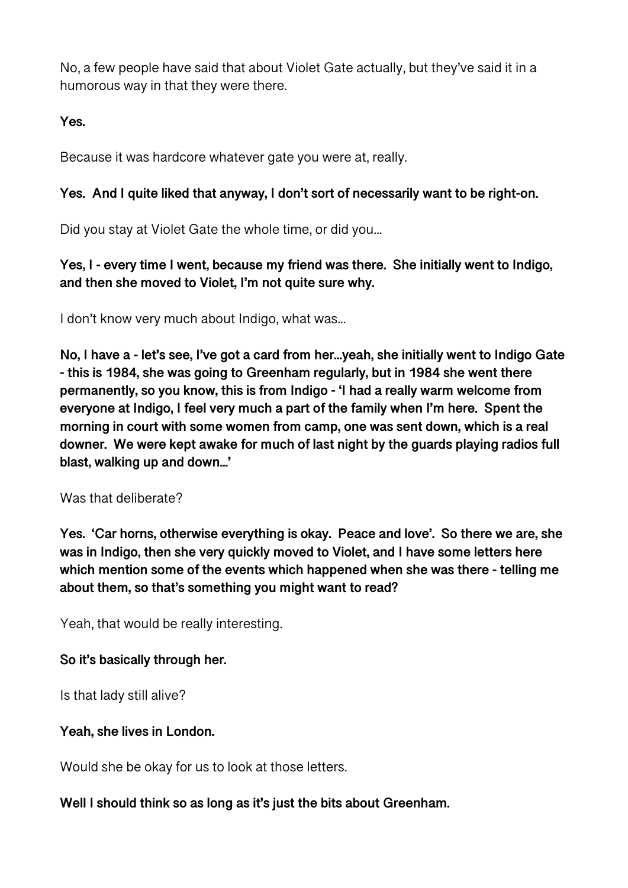No, a few people have said that about Violet Gate actually, but they've said it in a humorous way in that they were there.

**Yes.**

Because it was hardcore whatever gate you were at, really.

**Yes. And I quite liked that anyway, I don't sort of necessarily want to be right-on.**

Did you stay at Violet Gate the whole time, or did you...

**Yes, I - every time I went, because my friend was there. She initially went to Indigo, and then she moved to Violet, I'm not quite sure why.**

I don't know very much about Indigo, what was...

**No, I have a - let's see, I've got a card from her...yeah, she initially went to Indigo Gate - this is 1984, she was going to Greenham regularly, but in 1984 she went there permanently, so you know, this is from Indigo - 'I had a really warm welcome from everyone at Indigo, I feel very much a part of the family when I'm here. Spent the morning in court with some women from camp, one was sent down, which is a real downer. We were kept awake for much of last night by the guards playing radios full blast, walking up and down...'**

Was that deliberate?

**Yes. 'Car horns, otherwise everything is okay. Peace and love'. So there we are, she was in Indigo, then she very quickly moved to Violet, and I have some letters here which mention some of the events which happened when she was there - telling me about them, so that's something you might want to read?**

Yeah, that would be really interesting.

**So it's basically through her.**

Is that lady still alive?

**Yeah, she lives in London.**

Would she be okay for us to look at those letters.

**Well I should think so as long as it's just the bits about Greenham.**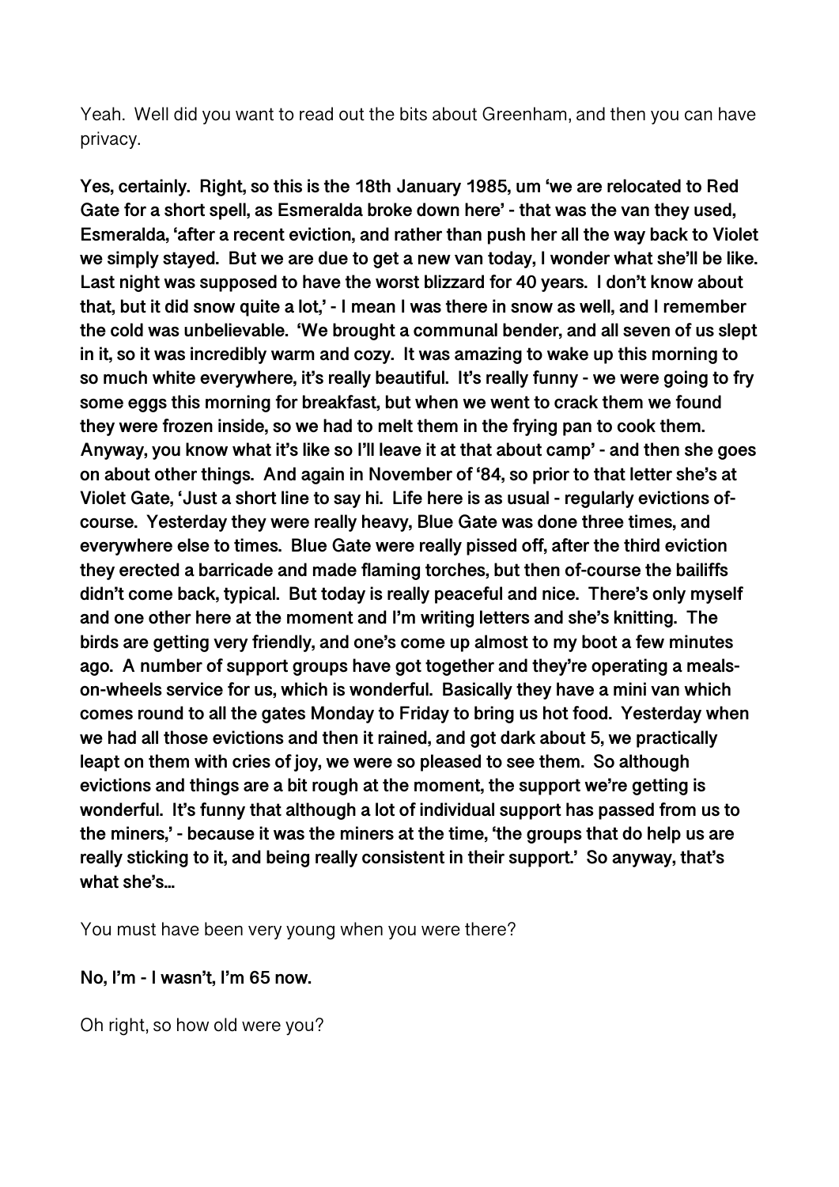Yeah. Well did you want to read out the bits about Greenham, and then you can have privacy.

**Yes, certainly. Right, so this is the 18th January 1985, um 'we are relocated to Red Gate for a short spell, as Esmeralda broke down here' - that was the van they used, Esmeralda, 'after a recent eviction, and rather than push her all the way back to Violet we simply stayed. But we are due to get a new van today, I wonder what she'll be like. Last night was supposed to have the worst blizzard for 40 years. I don't know about that, but it did snow quite a lot,' - I mean I was there in snow as well, and I remember the cold was unbelievable. 'We brought a communal bender, and all seven of us slept in it, so it was incredibly warm and cozy. It was amazing to wake up this morning to so much white everywhere, it's really beautiful. It's really funny - we were going to fry some eggs this morning for breakfast, but when we went to crack them we found they were frozen inside, so we had to melt them in the frying pan to cook them. Anyway, you know what it's like so I'll leave it at that about camp' - and then she goes on about other things. And again in November of '84, so prior to that letter she's at Violet Gate, 'Just a short line to say hi. Life here is as usual - regularly evictions of-course. Yesterday they were really heavy, Blue Gate was done three times, and everywhere else to times. Blue Gate were really pissed off, after the third eviction they erected a barricade and made flaming torches, but then of-course the bailiffs didn't come back, typical. But today is really peaceful and nice. There's only myself and one other here at the moment and I'm writing letters and she's knitting. The birds are getting very friendly, and one's come up almost to my boot a few minutes ago. A number of support groups have got together and they're operating a meals-on-wheels service for us, which is wonderful. Basically they have a mini van which comes round to all the gates Monday to Friday to bring us hot food. Yesterday when we had all those evictions and then it rained, and got dark about 5, we practically leapt on them with cries of joy, we were so pleased to see them. So although evictions and things are a bit rough at the moment, the support we're getting is wonderful. It's funny that although a lot of individual support has passed from us to the miners,' - because it was the miners at the time, 'the groups that do help us are really sticking to it, and being really consistent in their support.' So anyway, that's what she's…**

You must have been very young when you were there?

**No, I'm - I wasn't, I'm 65 now.**

Oh right, so how old were you?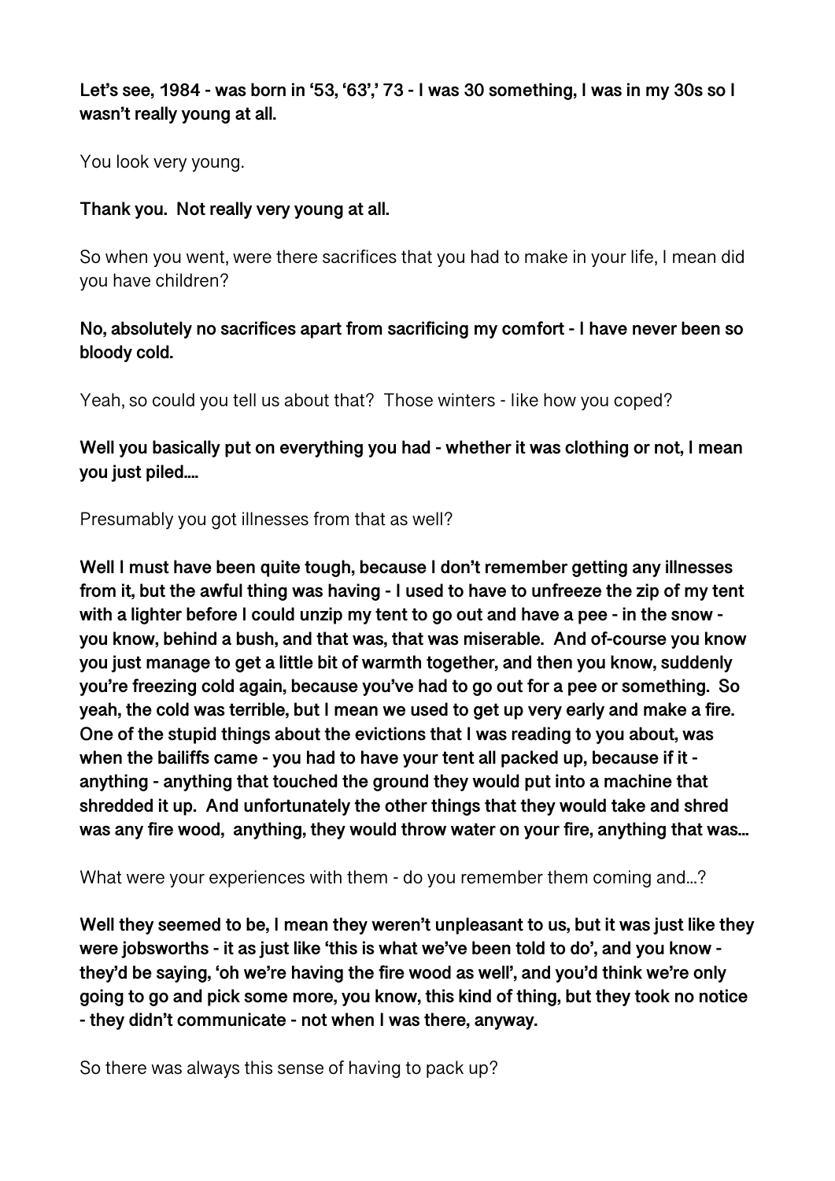**Let's see, 1984 - was born in '53, '63',' 73 - I was 30 something, I was in my 30s so I wasn't really young at all.**

You look very young.

**Thank you. Not really very young at all.**

So when you went, were there sacrifices that you had to make in your life, I mean did you have children?

**No, absolutely no sacrifices apart from sacrificing my comfort - I have never been so bloody cold.**

Yeah, so could you tell us about that? Those winters - like how you coped?

**Well you basically put on everything you had - whether it was clothing or not, I mean you just piled....**

Presumably you got illnesses from that as well?

**Well I must have been quite tough, because I don't remember getting any illnesses from it, but the awful thing was having - I used to have to unfreeze the zip of my tent with a lighter before I could unzip my tent to go out and have a pee - in the snow - you know, behind a bush, and that was, that was miserable. And of-course you know you just manage to get a little bit of warmth together, and then you know, suddenly you're freezing cold again, because you've had to go out for a pee or something. So yeah, the cold was terrible, but I mean we used to get up very early and make a fire. One of the stupid things about the evictions that I was reading to you about, was when the bailiffs came - you had to have your tent all packed up, because if it - anything - anything that touched the ground they would put into a machine that shredded it up. And unfortunately the other things that they would take and shred was any fire wood, anything, they would throw water on your fire, anything that was...**

What were your experiences with them - do you remember them coming and...?

**Well they seemed to be, I mean they weren't unpleasant to us, but it was just like they were jobsworths - it as just like 'this is what we've been told to do', and you know - they'd be saying, 'oh we're having the fire wood as well', and you'd think we're only going to go and pick some more, you know, this kind of thing, but they took no notice - they didn't communicate - not when I was there, anyway.**

So there was always this sense of having to pack up?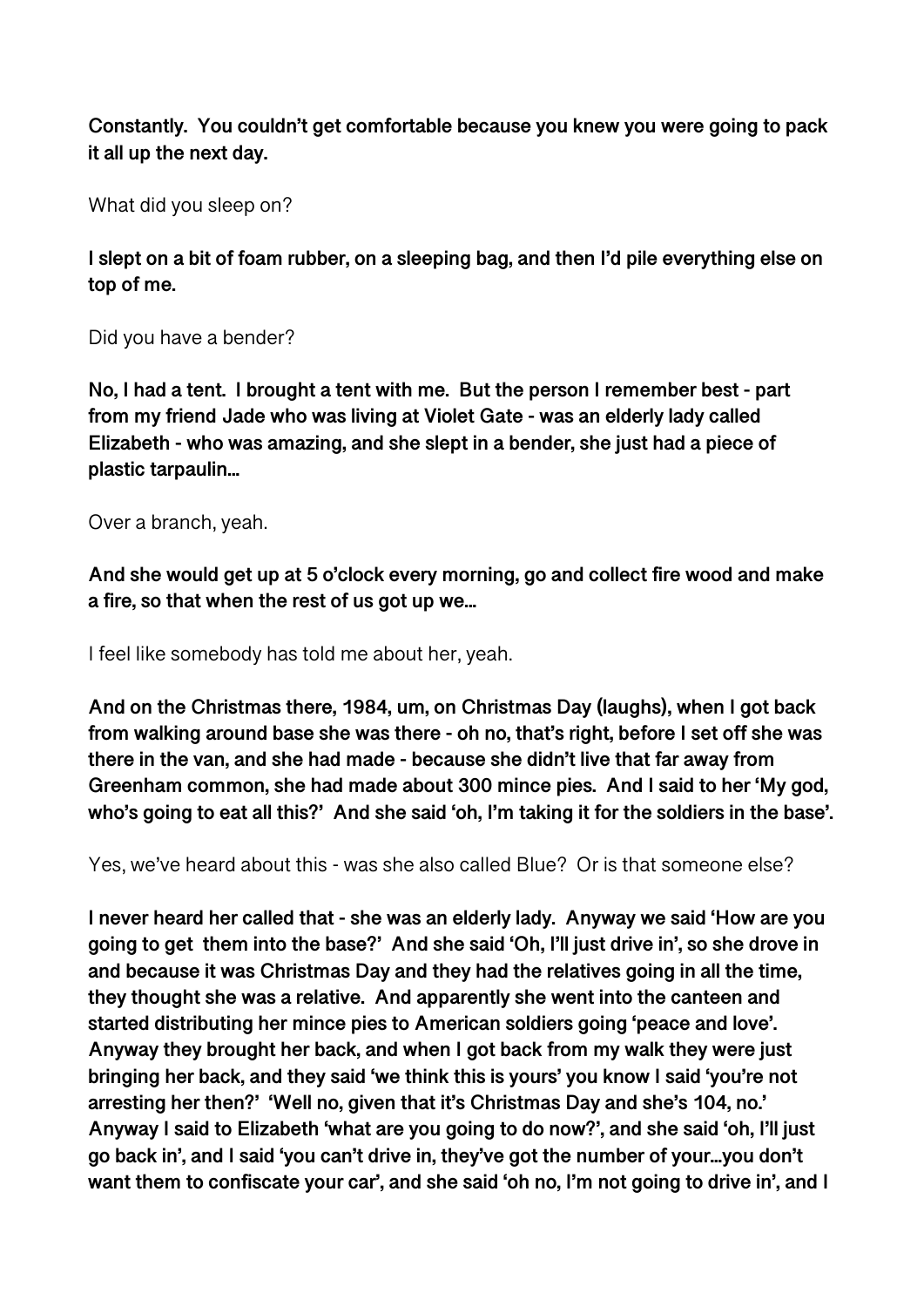**Constantly. You couldn't get comfortable because you knew you were going to pack it all up the next day.**

What did you sleep on?

**I slept on a bit of foam rubber, on a sleeping bag, and then I'd pile everything else on top of me.**

Did you have a bender?

**No, I had a tent. I brought a tent with me. But the person I remember best - part from my friend Jade who was living at Violet Gate - was an elderly lady called Elizabeth - who was amazing, and she slept in a bender, she just had a piece of plastic tarpaulin…**

Over a branch, yeah.

**And she would get up at 5 o'clock every morning, go and collect fire wood and make a fire, so that when the rest of us got up we…**

I feel like somebody has told me about her, yeah.

**And on the Christmas there, 1984, um, on Christmas Day (laughs), when I got back from walking around base she was there - oh no, that's right, before I set off she was there in the van, and she had made - because she didn't live that far away from Greenham common, she had made about 300 mince pies. And I said to her 'My god, who's going to eat all this?' And she said 'oh, I'm taking it for the soldiers in the base'.**

Yes, we've heard about this - was she also called Blue? Or is that someone else?

**I never heard her called that - she was an elderly lady. Anyway we said 'How are you going to get them into the base?' And she said 'Oh, I'll just drive in', so she drove in and because it was Christmas Day and they had the relatives going in all the time, they thought she was a relative. And apparently she went into the canteen and started distributing her mince pies to American soldiers going 'peace and love'. Anyway they brought her back, and when I got back from my walk they were just bringing her back, and they said 'we think this is yours' you know I said 'you're not arresting her then?' 'Well no, given that it's Christmas Day and she's 104, no.' Anyway I said to Elizabeth 'what are you going to do now?', and she said 'oh, I'll just go back in', and I said 'you can't drive in, they've got the number of your…you don't want them to confiscate your car', and she said 'oh no, I'm not going to drive in', and I**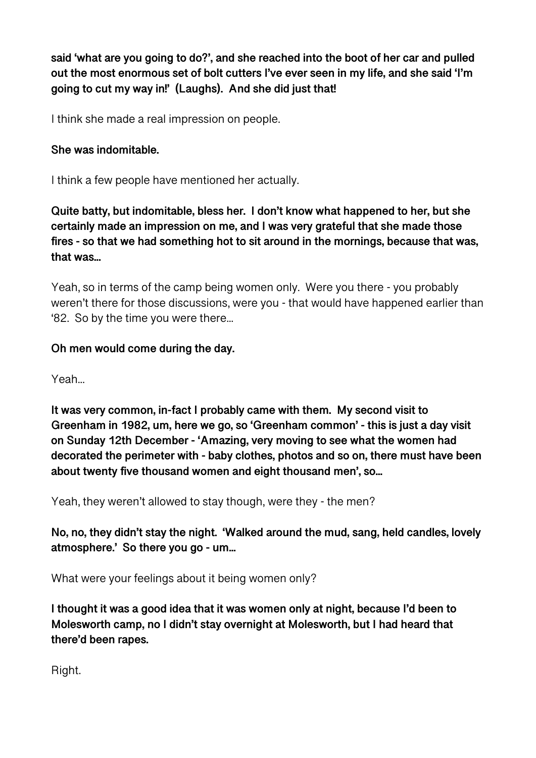**said 'what are you going to do?', and she reached into the boot of her car and pulled out the most enormous set of bolt cutters I've ever seen in my life, and she said 'I'm going to cut my way in!' (Laughs). And she did just that!**

I think she made a real impression on people.

**She was indomitable.**

I think a few people have mentioned her actually.

**Quite batty, but indomitable, bless her. I don't know what happened to her, but she certainly made an impression on me, and I was very grateful that she made those fires - so that we had something hot to sit around in the mornings, because that was, that was...**

Yeah, so in terms of the camp being women only. Were you there - you probably weren't there for those discussions, were you - that would have happened earlier than '82. So by the time you were there...

**Oh men would come during the day.**

Yeah...

**It was very common, in-fact I probably came with them. My second visit to Greenham in 1982, um, here we go, so 'Greenham common' - this is just a day visit on Sunday 12th December - 'Amazing, very moving to see what the women had decorated the perimeter with - baby clothes, photos and so on, there must have been about twenty five thousand women and eight thousand men', so...**

Yeah, they weren't allowed to stay though, were they - the men?

**No, no, they didn't stay the night. 'Walked around the mud, sang, held candles, lovely atmosphere.' So there you go - um...**

What were your feelings about it being women only?

**I thought it was a good idea that it was women only at night, because I'd been to Molesworth camp, no I didn't stay overnight at Molesworth, but I had heard that there'd been rapes.**

Right.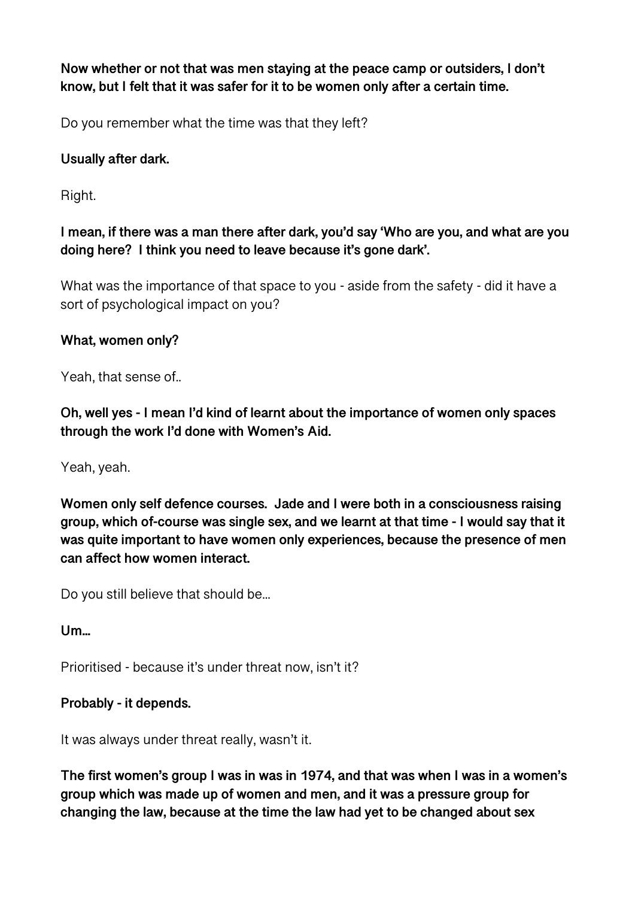**Now whether or not that was men staying at the peace camp or outsiders, I don't know, but I felt that it was safer for it to be women only after a certain time.**

Do you remember what the time was that they left?

**Usually after dark.**

Right.

**I mean, if there was a man there after dark, you'd say 'Who are you, and what are you doing here? I think you need to leave because it's gone dark'.**

What was the importance of that space to you - aside from the safety - did it have a sort of psychological impact on you?

**What, women only?**

Yeah, that sense of..

**Oh, well yes - I mean I'd kind of learnt about the importance of women only spaces through the work I'd done with Women's Aid.**

Yeah, yeah.

**Women only self defence courses. Jade and I were both in a consciousness raising group, which of-course was single sex, and we learnt at that time - I would say that it was quite important to have women only experiences, because the presence of men can affect how women interact.**

Do you still believe that should be...

**Um...**

Prioritised - because it's under threat now, isn't it?

**Probably - it depends.**

It was always under threat really, wasn't it.

**The first women's group I was in was in 1974, and that was when I was in a women's group which was made up of women and men, and it was a pressure group for changing the law, because at the time the law had yet to be changed about sex**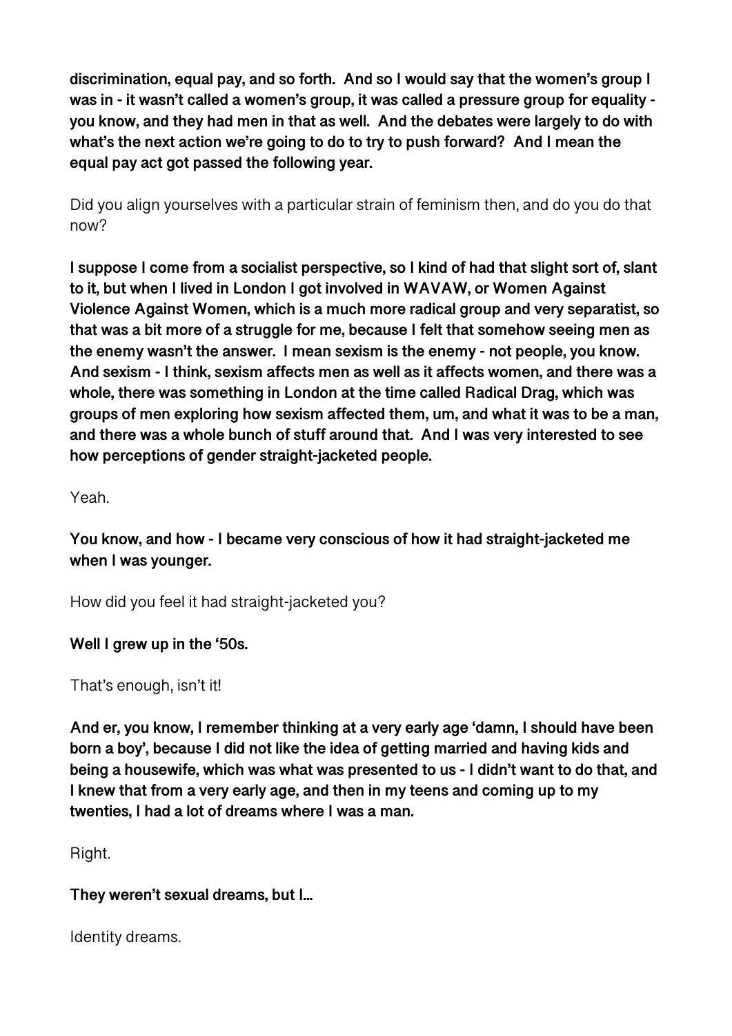**discrimination, equal pay, and so forth. And so I would say that the women's group I was in - it wasn't called a women's group, it was called a pressure group for equality - you know, and they had men in that as well. And the debates were largely to do with what's the next action we're going to do to try to push forward? And I mean the equal pay act got passed the following year.**

Did you align yourselves with a particular strain of feminism then, and do you do that now?

**I suppose I come from a socialist perspective, so I kind of had that slight sort of, slant to it, but when I lived in London I got involved in WAVAW, or Women Against Violence Against Women, which is a much more radical group and very separatist, so that was a bit more of a struggle for me, because I felt that somehow seeing men as the enemy wasn't the answer. I mean sexism is the enemy - not people, you know. And sexism - I think, sexism affects men as well as it affects women, and there was a whole, there was something in London at the time called Radical Drag, which was groups of men exploring how sexism affected them, um, and what it was to be a man, and there was a whole bunch of stuff around that. And I was very interested to see how perceptions of gender straight-jacketed people.**

Yeah.

**You know, and how - I became very conscious of how it had straight-jacketed me when I was younger.**

How did you feel it had straight-jacketed you?

**Well I grew up in the '50s.**

That's enough, isn't it!

**And er, you know, I remember thinking at a very early age 'damn, I should have been born a boy', because I did not like the idea of getting married and having kids and being a housewife, which was what was presented to us - I didn't want to do that, and I knew that from a very early age, and then in my teens and coming up to my twenties, I had a lot of dreams where I was a man.**

Right.

**They weren't sexual dreams, but I…**

Identity dreams.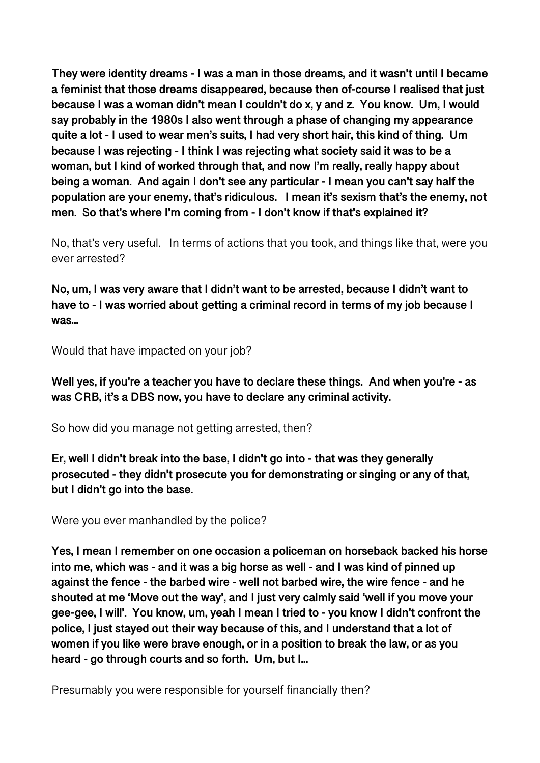**They were identity dreams - I was a man in those dreams, and it wasn't until I became a feminist that those dreams disappeared, because then of-course I realised that just because I was a woman didn't mean I couldn't do x, y and z. You know. Um, I would say probably in the 1980s I also went through a phase of changing my appearance quite a lot - I used to wear men's suits, I had very short hair, this kind of thing. Um because I was rejecting - I think I was rejecting what society said it was to be a woman, but I kind of worked through that, and now I'm really, really happy about being a woman. And again I don't see any particular - I mean you can't say half the population are your enemy, that's ridiculous. I mean it's sexism that's the enemy, not men. So that's where I'm coming from - I don't know if that's explained it?**

No, that's very useful. In terms of actions that you took, and things like that, were you ever arrested?

**No, um, I was very aware that I didn't want to be arrested, because I didn't want to have to - I was worried about getting a criminal record in terms of my job because I was…**

Would that have impacted on your job?

**Well yes, if you're a teacher you have to declare these things. And when you're - as was CRB, it's a DBS now, you have to declare any criminal activity.**

So how did you manage not getting arrested, then?

**Er, well I didn't break into the base, I didn't go into - that was they generally prosecuted - they didn't prosecute you for demonstrating or singing or any of that, but I didn't go into the base.**

Were you ever manhandled by the police?

**Yes, I mean I remember on one occasion a policeman on horseback backed his horse into me, which was - and it was a big horse as well - and I was kind of pinned up against the fence - the barbed wire - well not barbed wire, the wire fence - and he shouted at me 'Move out the way', and I just very calmly said 'well if you move your gee-gee, I will'. You know, um, yeah I mean I tried to - you know I didn't confront the police, I just stayed out their way because of this, and I understand that a lot of women if you like were brave enough, or in a position to break the law, or as you heard - go through courts and so forth. Um, but I…**

Presumably you were responsible for yourself financially then?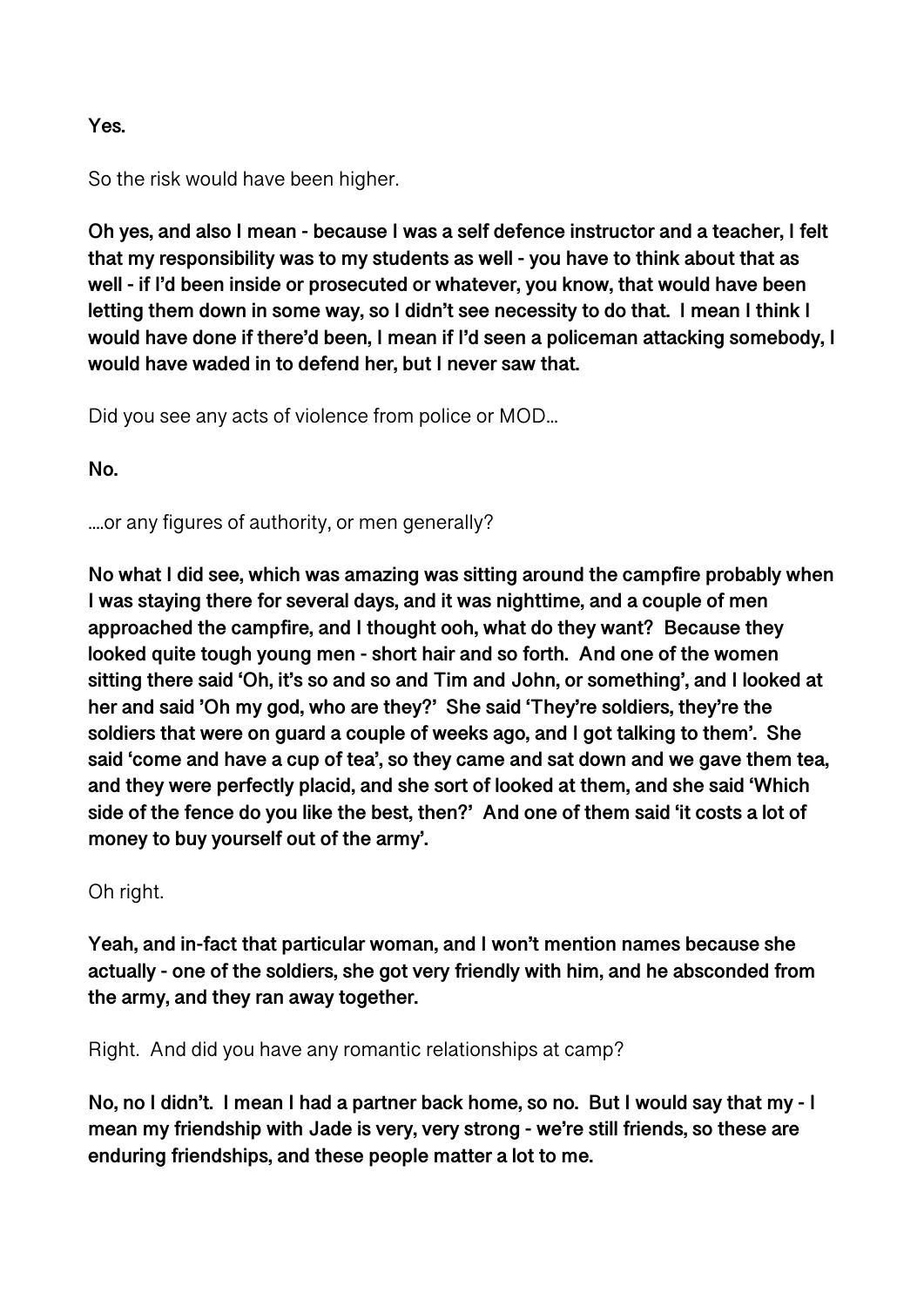**Yes.**

So the risk would have been higher.

**Oh yes, and also I mean - because I was a self defence instructor and a teacher, I felt that my responsibility was to my students as well - you have to think about that as well - if I'd been inside or prosecuted or whatever, you know, that would have been letting them down in some way, so I didn't see necessity to do that. I mean I think I would have done if there'd been, I mean if I'd seen a policeman attacking somebody, I would have waded in to defend her, but I never saw that.**

Did you see any acts of violence from police or MOD…

**No.**

….or any figures of authority, or men generally?

**No what I did see, which was amazing was sitting around the campfire probably when I was staying there for several days, and it was nighttime, and a couple of men approached the campfire, and I thought ooh, what do they want? Because they looked quite tough young men - short hair and so forth. And one of the women sitting there said 'Oh, it's so and so and Tim and John, or something', and I looked at her and said 'Oh my god, who are they?' She said 'They're soldiers, they're the soldiers that were on guard a couple of weeks ago, and I got talking to them'. She said 'come and have a cup of tea', so they came and sat down and we gave them tea, and they were perfectly placid, and she sort of looked at them, and she said 'Which side of the fence do you like the best, then?' And one of them said 'it costs a lot of money to buy yourself out of the army'.**

Oh right.

**Yeah, and in-fact that particular woman, and I won't mention names because she actually - one of the soldiers, she got very friendly with him, and he absconded from the army, and they ran away together.**

Right. And did you have any romantic relationships at camp?

**No, no I didn't. I mean I had a partner back home, so no. But I would say that my - I mean my friendship with Jade is very, very strong - we're still friends, so these are enduring friendships, and these people matter a lot to me.**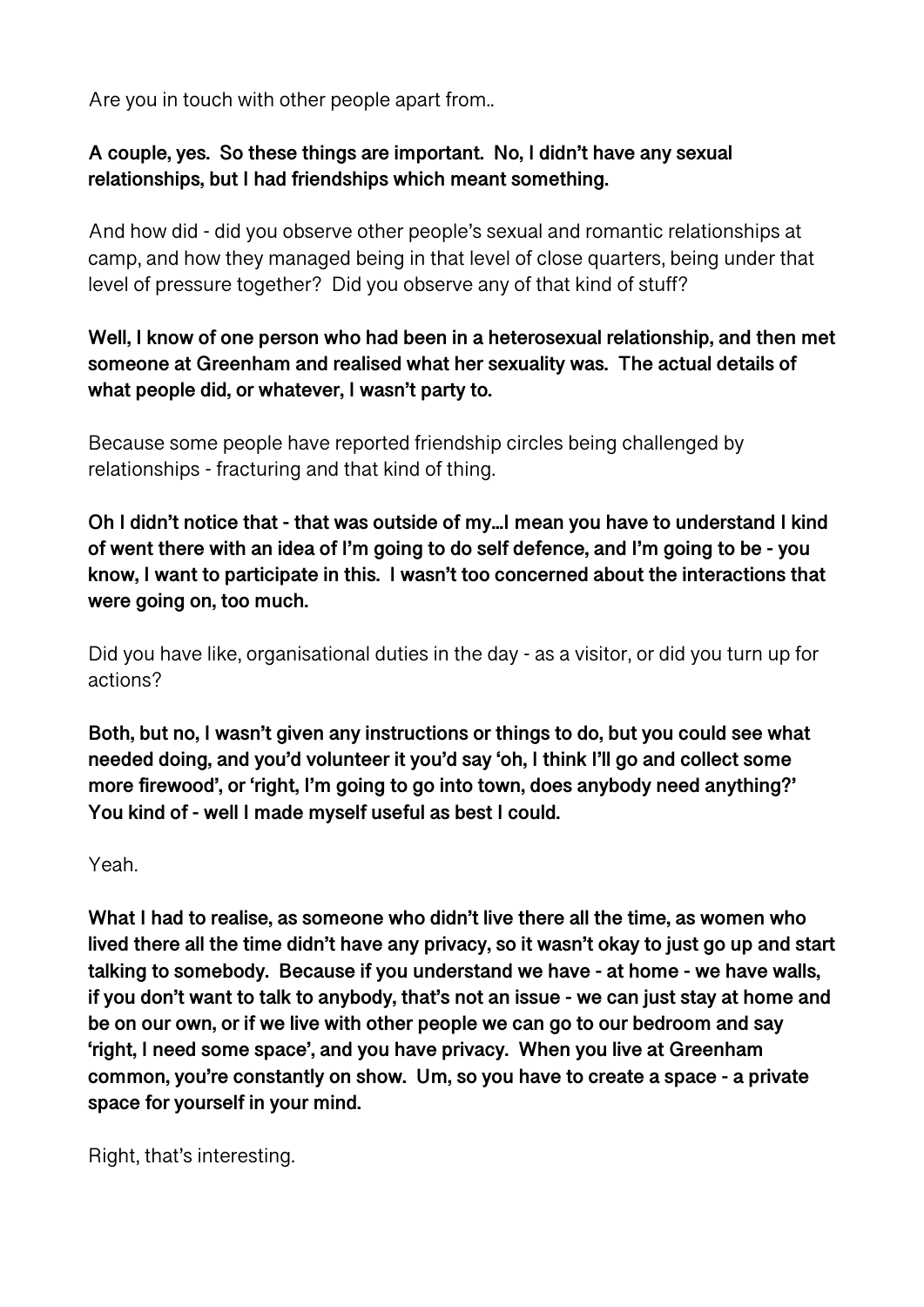Are you in touch with other people apart from..

**A couple, yes. So these things are important. No, I didn't have any sexual relationships, but I had friendships which meant something.**

And how did - did you observe other people's sexual and romantic relationships at camp, and how they managed being in that level of close quarters, being under that level of pressure together? Did you observe any of that kind of stuff?

**Well, I know of one person who had been in a heterosexual relationship, and then met someone at Greenham and realised what her sexuality was. The actual details of what people did, or whatever, I wasn't party to.**

Because some people have reported friendship circles being challenged by relationships - fracturing and that kind of thing.

**Oh I didn't notice that - that was outside of my…I mean you have to understand I kind of went there with an idea of I'm going to do self defence, and I'm going to be - you know, I want to participate in this. I wasn't too concerned about the interactions that were going on, too much.**

Did you have like, organisational duties in the day - as a visitor, or did you turn up for actions?

**Both, but no, I wasn't given any instructions or things to do, but you could see what needed doing, and you'd volunteer it you'd say 'oh, I think I'll go and collect some more firewood', or 'right, I'm going to go into town, does anybody need anything?' You kind of - well I made myself useful as best I could.**

Yeah.

**What I had to realise, as someone who didn't live there all the time, as women who lived there all the time didn't have any privacy, so it wasn't okay to just go up and start talking to somebody. Because if you understand we have - at home - we have walls, if you don't want to talk to anybody, that's not an issue - we can just stay at home and be on our own, or if we live with other people we can go to our bedroom and say 'right, I need some space', and you have privacy. When you live at Greenham common, you're constantly on show. Um, so you have to create a space - a private space for yourself in your mind.**

Right, that's interesting.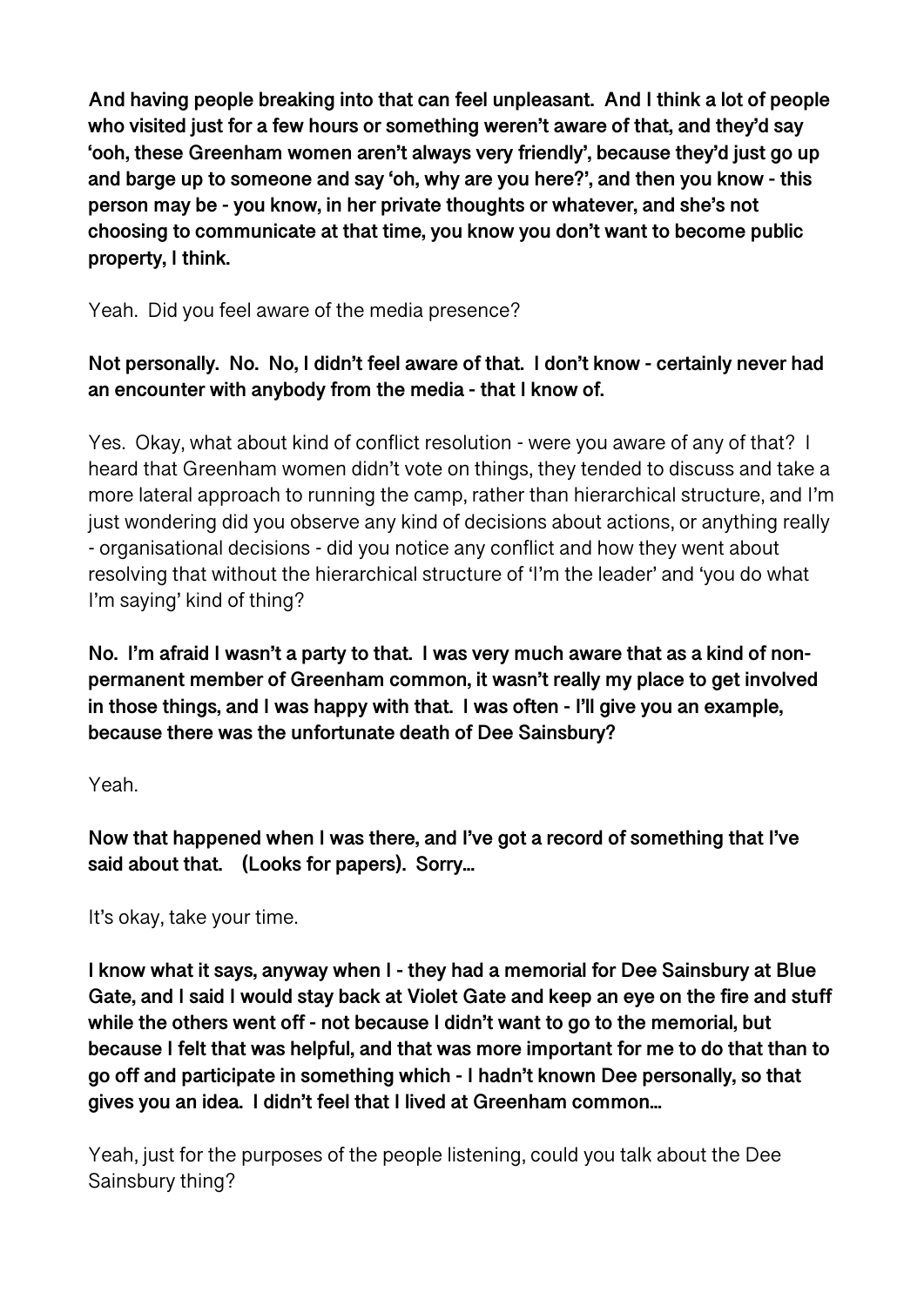**And having people breaking into that can feel unpleasant. And I think a lot of people who visited just for a few hours or something weren't aware of that, and they'd say 'ooh, these Greenham women aren't always very friendly', because they'd just go up and barge up to someone and say 'oh, why are you here?', and then you know - this person may be - you know, in her private thoughts or whatever, and she's not choosing to communicate at that time, you know you don't want to become public property, I think.**

Yeah. Did you feel aware of the media presence?

**Not personally. No. No, I didn't feel aware of that. I don't know - certainly never had an encounter with anybody from the media - that I know of.**

Yes. Okay, what about kind of conflict resolution - were you aware of any of that? I heard that Greenham women didn't vote on things, they tended to discuss and take a more lateral approach to running the camp, rather than hierarchical structure, and I'm just wondering did you observe any kind of decisions about actions, or anything really - organisational decisions - did you notice any conflict and how they went about resolving that without the hierarchical structure of 'I'm the leader' and 'you do what I'm saying' kind of thing?

**No. I'm afraid I wasn't a party to that. I was very much aware that as a kind of non-permanent member of Greenham common, it wasn't really my place to get involved in those things, and I was happy with that. I was often - I'll give you an example, because there was the unfortunate death of Dee Sainsbury?**

Yeah.

**Now that happened when I was there, and I've got a record of something that I've said about that. (Looks for papers). Sorry…**

It's okay, take your time.

**I know what it says, anyway when I - they had a memorial for Dee Sainsbury at Blue Gate, and I said I would stay back at Violet Gate and keep an eye on the fire and stuff while the others went off - not because I didn't want to go to the memorial, but because I felt that was helpful, and that was more important for me to do that than to go off and participate in something which - I hadn't known Dee personally, so that gives you an idea. I didn't feel that I lived at Greenham common…**

Yeah, just for the purposes of the people listening, could you talk about the Dee Sainsbury thing?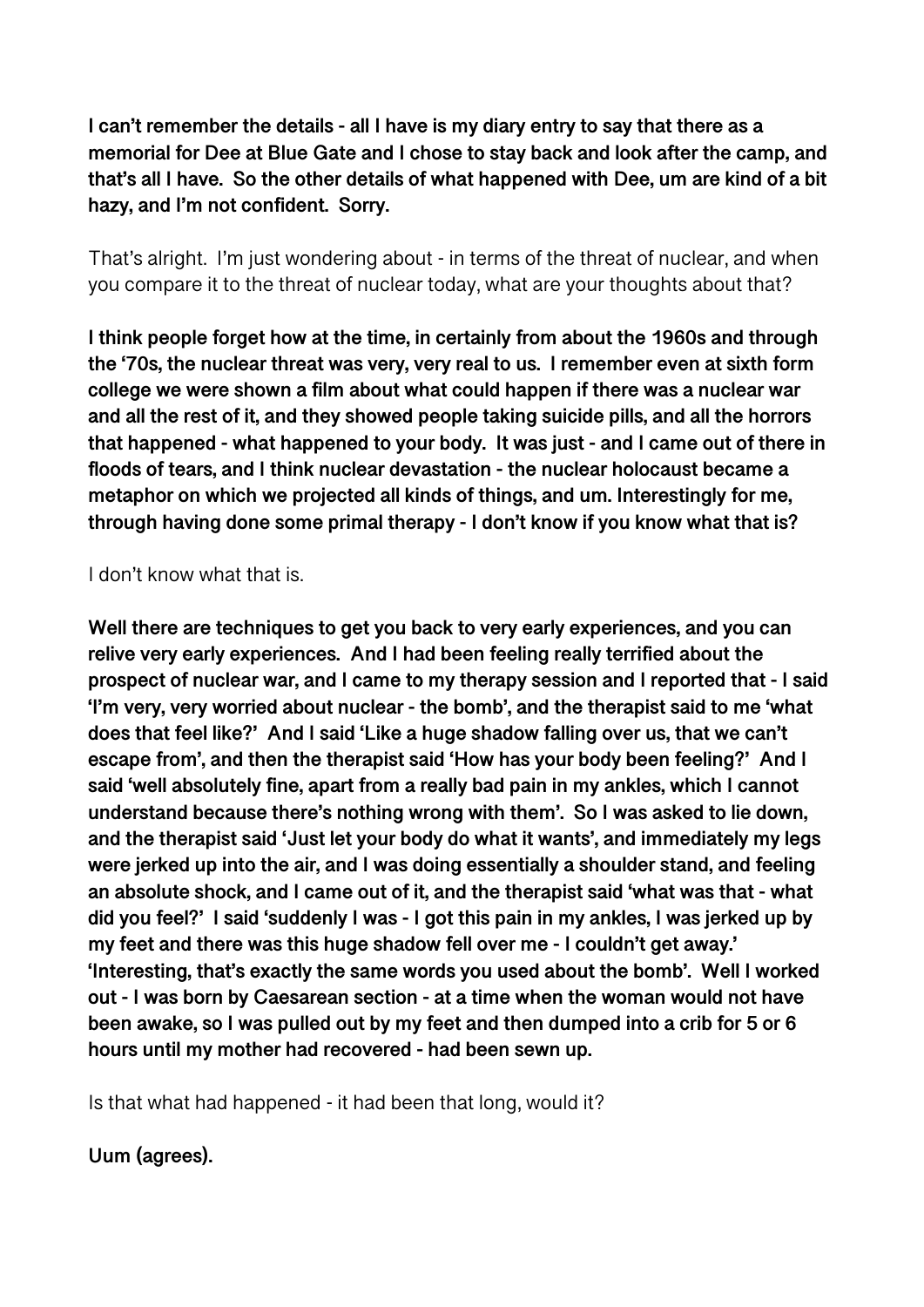**I can't remember the details - all I have is my diary entry to say that there as a memorial for Dee at Blue Gate and I chose to stay back and look after the camp, and that's all I have. So the other details of what happened with Dee, um are kind of a bit hazy, and I'm not confident. Sorry.**

That's alright. I'm just wondering about - in terms of the threat of nuclear, and when you compare it to the threat of nuclear today, what are your thoughts about that?

**I think people forget how at the time, in certainly from about the 1960s and through the '70s, the nuclear threat was very, very real to us. I remember even at sixth form college we were shown a film about what could happen if there was a nuclear war and all the rest of it, and they showed people taking suicide pills, and all the horrors that happened - what happened to your body. It was just - and I came out of there in floods of tears, and I think nuclear devastation - the nuclear holocaust became a metaphor on which we projected all kinds of things, and um. Interestingly for me, through having done some primal therapy - I don't know if you know what that is?**

I don't know what that is.

**Well there are techniques to get you back to very early experiences, and you can relive very early experiences. And I had been feeling really terrified about the prospect of nuclear war, and I came to my therapy session and I reported that - I said 'I'm very, very worried about nuclear - the bomb', and the therapist said to me 'what does that feel like?' And I said 'Like a huge shadow falling over us, that we can't escape from', and then the therapist said 'How has your body been feeling?' And I said 'well absolutely fine, apart from a really bad pain in my ankles, which I cannot understand because there's nothing wrong with them'. So I was asked to lie down, and the therapist said 'Just let your body do what it wants', and immediately my legs were jerked up into the air, and I was doing essentially a shoulder stand, and feeling an absolute shock, and I came out of it, and the therapist said 'what was that - what did you feel?' I said 'suddenly I was - I got this pain in my ankles, I was jerked up by my feet and there was this huge shadow fell over me - I couldn't get away.' 'Interesting, that's exactly the same words you used about the bomb'. Well I worked out - I was born by Caesarean section - at a time when the woman would not have been awake, so I was pulled out by my feet and then dumped into a crib for 5 or 6 hours until my mother had recovered - had been sewn up.**

Is that what had happened - it had been that long, would it?

**Uum (agrees).**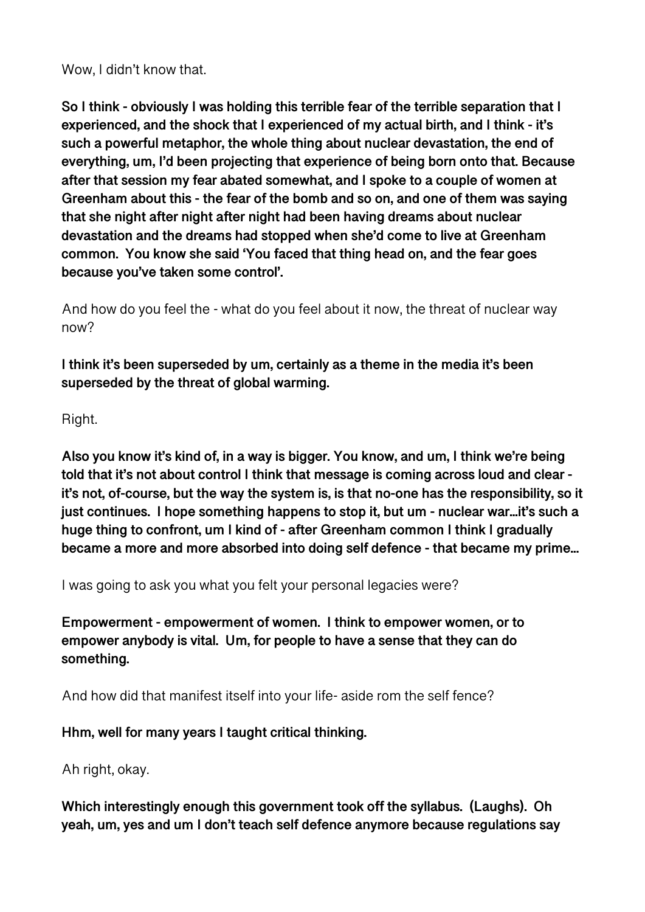Wow, I didn't know that.

**So I think - obviously I was holding this terrible fear of the terrible separation that I experienced, and the shock that I experienced of my actual birth, and I think - it's such a powerful metaphor, the whole thing about nuclear devastation, the end of everything, um, I'd been projecting that experience of being born onto that. Because after that session my fear abated somewhat, and I spoke to a couple of women at Greenham about this - the fear of the bomb and so on, and one of them was saying that she night after night after night had been having dreams about nuclear devastation and the dreams had stopped when she'd come to live at Greenham common. You know she said 'You faced that thing head on, and the fear goes because you've taken some control'.**

And how do you feel the - what do you feel about it now, the threat of nuclear way now?

**I think it's been superseded by um, certainly as a theme in the media it's been superseded by the threat of global warming.**

Right.

**Also you know it's kind of, in a way is bigger. You know, and um, I think we're being told that it's not about control I think that message is coming across loud and clear - it's not, of-course, but the way the system is, is that no-one has the responsibility, so it just continues. I hope something happens to stop it, but um - nuclear war…it's such a huge thing to confront, um I kind of - after Greenham common I think I gradually became a more and more absorbed into doing self defence - that became my prime…**

I was going to ask you what you felt your personal legacies were?

**Empowerment - empowerment of women. I think to empower women, or to empower anybody is vital. Um, for people to have a sense that they can do something.**

And how did that manifest itself into your life- aside rom the self fence?

**Hhm, well for many years I taught critical thinking.**

Ah right, okay.

**Which interestingly enough this government took off the syllabus. (Laughs). Oh yeah, um, yes and um I don't teach self defence anymore because regulations say**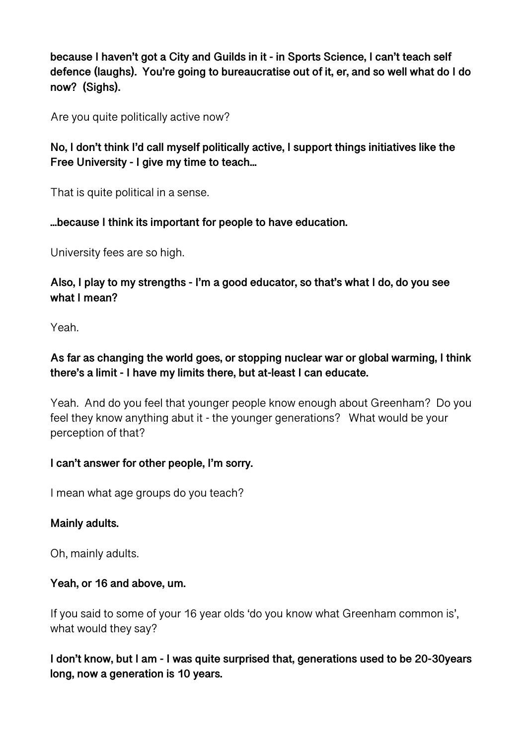**because I haven't got a City and Guilds in it - in Sports Science, I can't teach self defence (laughs). You're going to bureaucratise out of it, er, and so well what do I do now? (Sighs).**

Are you quite politically active now?

**No, I don't think I'd call myself politically active, I support things initiatives like the Free University - I give my time to teach…**

That is quite political in a sense.

**…because I think its important for people to have education.**

University fees are so high.

**Also, I play to my strengths - I'm a good educator, so that's what I do, do you see what I mean?**

Yeah.

**As far as changing the world goes, or stopping nuclear war or global warming, I think there's a limit - I have my limits there, but at-least I can educate.**

Yeah. And do you feel that younger people know enough about Greenham? Do you feel they know anything abut it - the younger generations? What would be your perception of that?

**I can't answer for other people, I'm sorry.**

I mean what age groups do you teach?

**Mainly adults.**

Oh, mainly adults.

**Yeah, or 16 and above, um.**

If you said to some of your 16 year olds 'do you know what Greenham common is', what would they say?

**I don't know, but I am - I was quite surprised that, generations used to be 20-30years long, now a generation is 10 years.**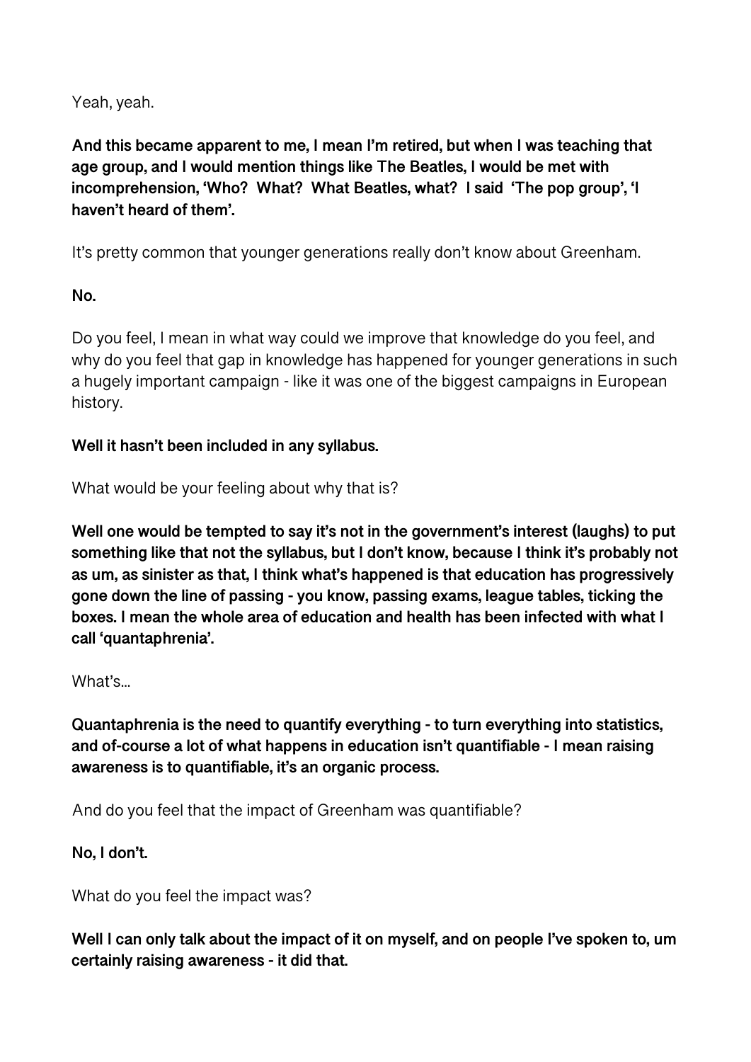Yeah, yeah.

**And this became apparent to me, I mean I'm retired, but when I was teaching that age group, and I would mention things like The Beatles, I would be met with incomprehension, 'Who? What? What Beatles, what? I said 'The pop group', 'I haven't heard of them'.**

It's pretty common that younger generations really don't know about Greenham.

**No.**

Do you feel, I mean in what way could we improve that knowledge do you feel, and why do you feel that gap in knowledge has happened for younger generations in such a hugely important campaign - like it was one of the biggest campaigns in European history.

**Well it hasn't been included in any syllabus.**

What would be your feeling about why that is?

**Well one would be tempted to say it's not in the government's interest (laughs) to put something like that not the syllabus, but I don't know, because I think it's probably not as um, as sinister as that, I think what's happened is that education has progressively gone down the line of passing - you know, passing exams, league tables, ticking the boxes. I mean the whole area of education and health has been infected with what I call 'quantaphrenia'.**

What's...

**Quantaphrenia is the need to quantify everything - to turn everything into statistics, and of-course a lot of what happens in education isn't quantifiable - I mean raising awareness is to quantifiable, it's an organic process.**

And do you feel that the impact of Greenham was quantifiable?

**No, I don't.**

What do you feel the impact was?

**Well I can only talk about the impact of it on myself, and on people I've spoken to, um certainly raising awareness - it did that.**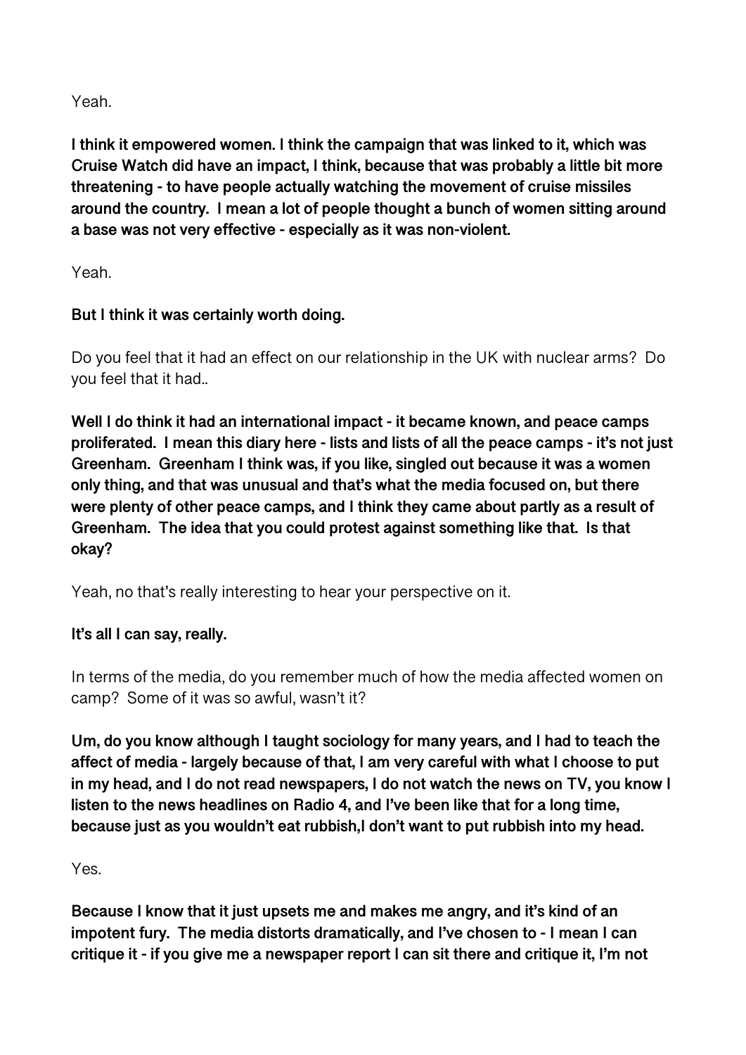Yeah.

**I think it empowered women. I think the campaign that was linked to it, which was Cruise Watch did have an impact, I think, because that was probably a little bit more threatening - to have people actually watching the movement of cruise missiles around the country. I mean a lot of people thought a bunch of women sitting around a base was not very effective - especially as it was non-violent.**

Yeah.

**But I think it was certainly worth doing.**

Do you feel that it had an effect on our relationship in the UK with nuclear arms? Do you feel that it had..

**Well I do think it had an international impact - it became known, and peace camps proliferated. I mean this diary here - lists and lists of all the peace camps - it's not just Greenham. Greenham I think was, if you like, singled out because it was a women only thing, and that was unusual and that's what the media focused on, but there were plenty of other peace camps, and I think they came about partly as a result of Greenham. The idea that you could protest against something like that. Is that okay?**

Yeah, no that's really interesting to hear your perspective on it.

**It's all I can say, really.**

In terms of the media, do you remember much of how the media affected women on camp? Some of it was so awful, wasn't it?

**Um, do you know although I taught sociology for many years, and I had to teach the affect of media - largely because of that, I am very careful with what I choose to put in my head, and I do not read newspapers, I do not watch the news on TV, you know I listen to the news headlines on Radio 4, and I've been like that for a long time, because just as you wouldn't eat rubbish,I don't want to put rubbish into my head.**

Yes.

**Because I know that it just upsets me and makes me angry, and it's kind of an impotent fury. The media distorts dramatically, and I've chosen to - I mean I can critique it - if you give me a newspaper report I can sit there and critique it, I'm not**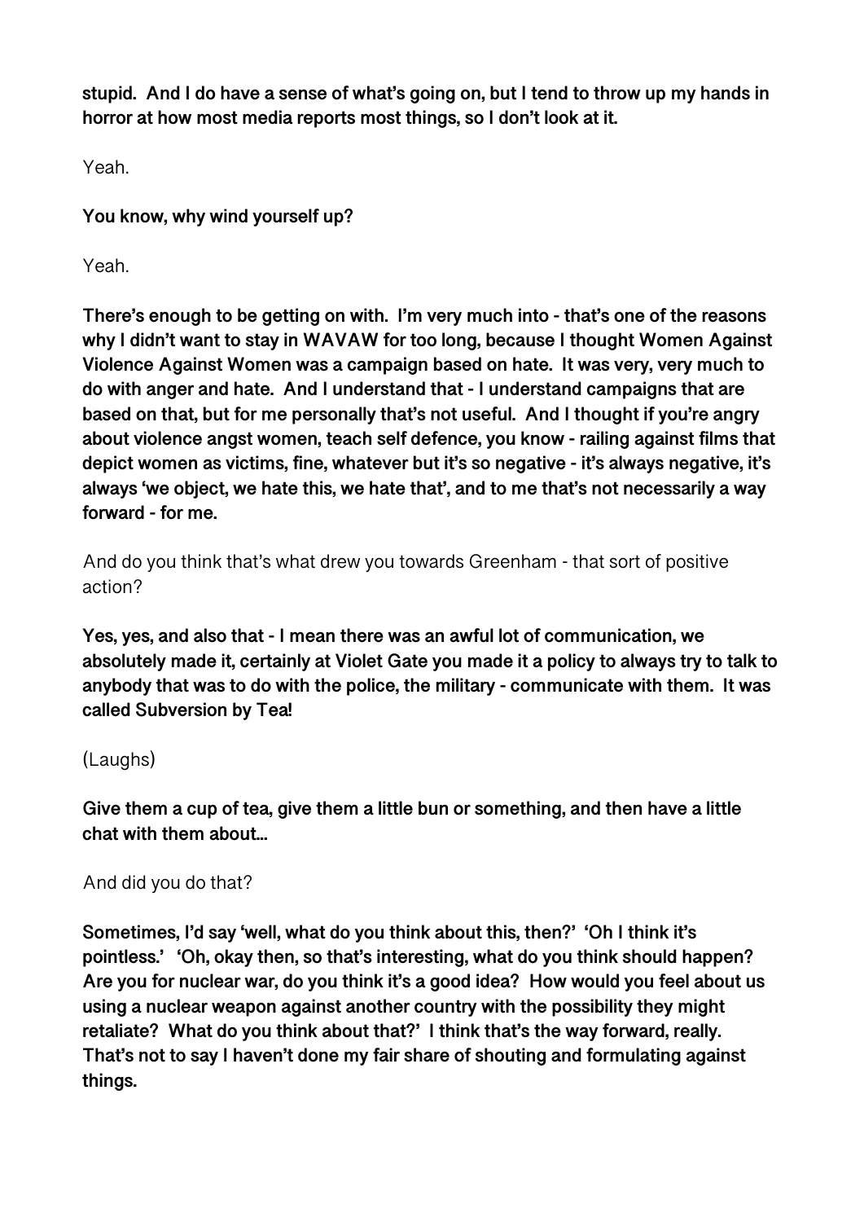**stupid. And I do have a sense of what's going on, but I tend to throw up my hands in horror at how most media reports most things, so I don't look at it.**

Yeah.

**You know, why wind yourself up?**

Yeah.

**There's enough to be getting on with. I'm very much into - that's one of the reasons why I didn't want to stay in WAVAW for too long, because I thought Women Against Violence Against Women was a campaign based on hate. It was very, very much to do with anger and hate. And I understand that - I understand campaigns that are based on that, but for me personally that's not useful. And I thought if you're angry about violence angst women, teach self defence, you know - railing against films that depict women as victims, fine, whatever but it's so negative - it's always negative, it's always 'we object, we hate this, we hate that', and to me that's not necessarily a way forward - for me.**

And do you think that's what drew you towards Greenham - that sort of positive action?

**Yes, yes, and also that - I mean there was an awful lot of communication, we absolutely made it, certainly at Violet Gate you made it a policy to always try to talk to anybody that was to do with the police, the military - communicate with them. It was called Subversion by Tea!**

(Laughs)

**Give them a cup of tea, give them a little bun or something, and then have a little chat with them about…**

And did you do that?

**Sometimes, I'd say 'well, what do you think about this, then?' 'Oh I think it's pointless.' 'Oh, okay then, so that's interesting, what do you think should happen? Are you for nuclear war, do you think it's a good idea? How would you feel about us using a nuclear weapon against another country with the possibility they might retaliate? What do you think about that?' I think that's the way forward, really. That's not to say I haven't done my fair share of shouting and formulating against things.**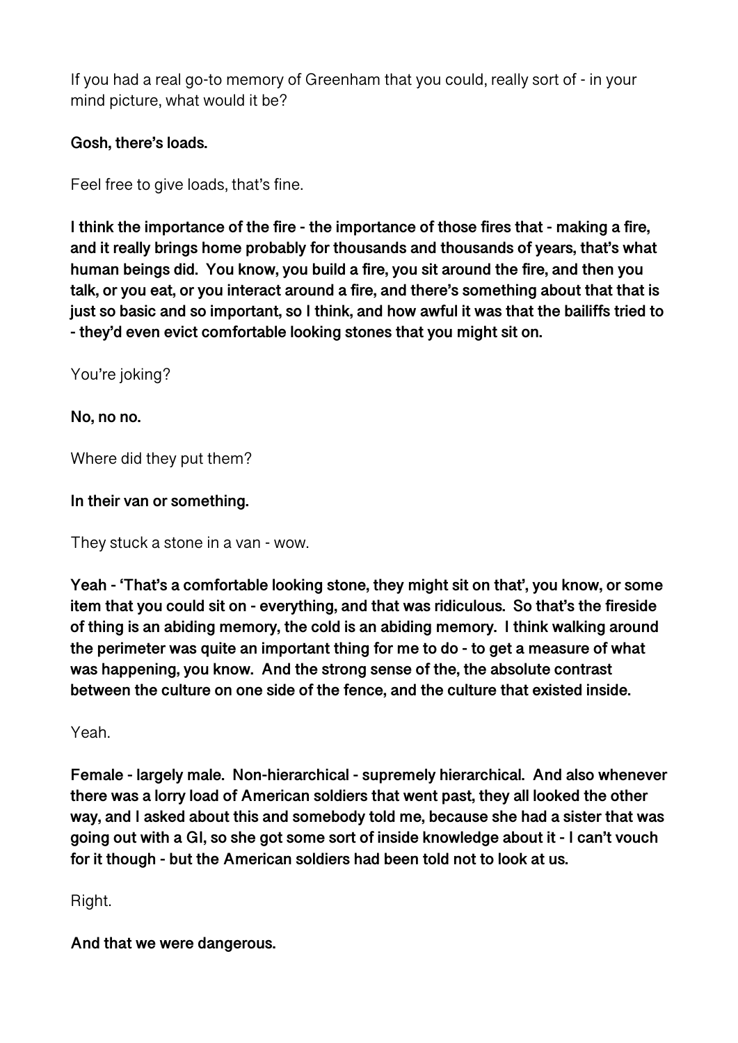If you had a real go-to memory of Greenham that you could, really sort of - in your mind picture, what would it be?

**Gosh, there's loads.**

Feel free to give loads, that's fine.

**I think the importance of the fire - the importance of those fires that - making a fire, and it really brings home probably for thousands and thousands of years, that's what human beings did. You know, you build a fire, you sit around the fire, and then you talk, or you eat, or you interact around a fire, and there's something about that that is just so basic and so important, so I think, and how awful it was that the bailiffs tried to - they'd even evict comfortable looking stones that you might sit on.**

You're joking?

**No, no no.**

Where did they put them?

**In their van or something.**

They stuck a stone in a van - wow.

**Yeah - 'That's a comfortable looking stone, they might sit on that', you know, or some item that you could sit on - everything, and that was ridiculous. So that's the fireside of thing is an abiding memory, the cold is an abiding memory. I think walking around the perimeter was quite an important thing for me to do - to get a measure of what was happening, you know. And the strong sense of the, the absolute contrast between the culture on one side of the fence, and the culture that existed inside.**

Yeah.

**Female - largely male. Non-hierarchical - supremely hierarchical. And also whenever there was a lorry load of American soldiers that went past, they all looked the other way, and I asked about this and somebody told me, because she had a sister that was going out with a GI, so she got some sort of inside knowledge about it - I can't vouch for it though - but the American soldiers had been told not to look at us.**

Right.

**And that we were dangerous.**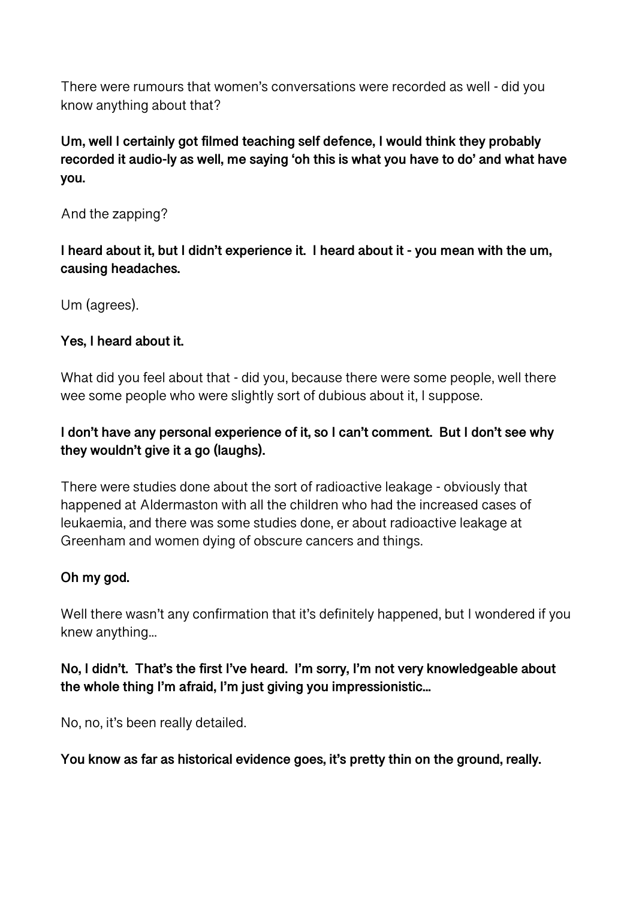There were rumours that women's conversations were recorded as well - did you know anything about that?

**Um, well I certainly got filmed teaching self defence, I would think they probably recorded it audio-ly as well, me saying 'oh this is what you have to do' and what have you.**

And the zapping?

**I heard about it, but I didn't experience it. I heard about it - you mean with the um, causing headaches.**

Um (agrees).

**Yes, I heard about it.**

What did you feel about that - did you, because there were some people, well there wee some people who were slightly sort of dubious about it, I suppose.

**I don't have any personal experience of it, so I can't comment. But I don't see why they wouldn't give it a go (laughs).**

There were studies done about the sort of radioactive leakage - obviously that happened at Aldermaston with all the children who had the increased cases of leukaemia, and there was some studies done, er about radioactive leakage at Greenham and women dying of obscure cancers and things.

**Oh my god.**

Well there wasn't any confirmation that it's definitely happened, but I wondered if you knew anything...

**No, I didn't. That's the first I've heard. I'm sorry, I'm not very knowledgeable about the whole thing I'm afraid, I'm just giving you impressionistic...**

No, no, it's been really detailed.

**You know as far as historical evidence goes, it's pretty thin on the ground, really.**